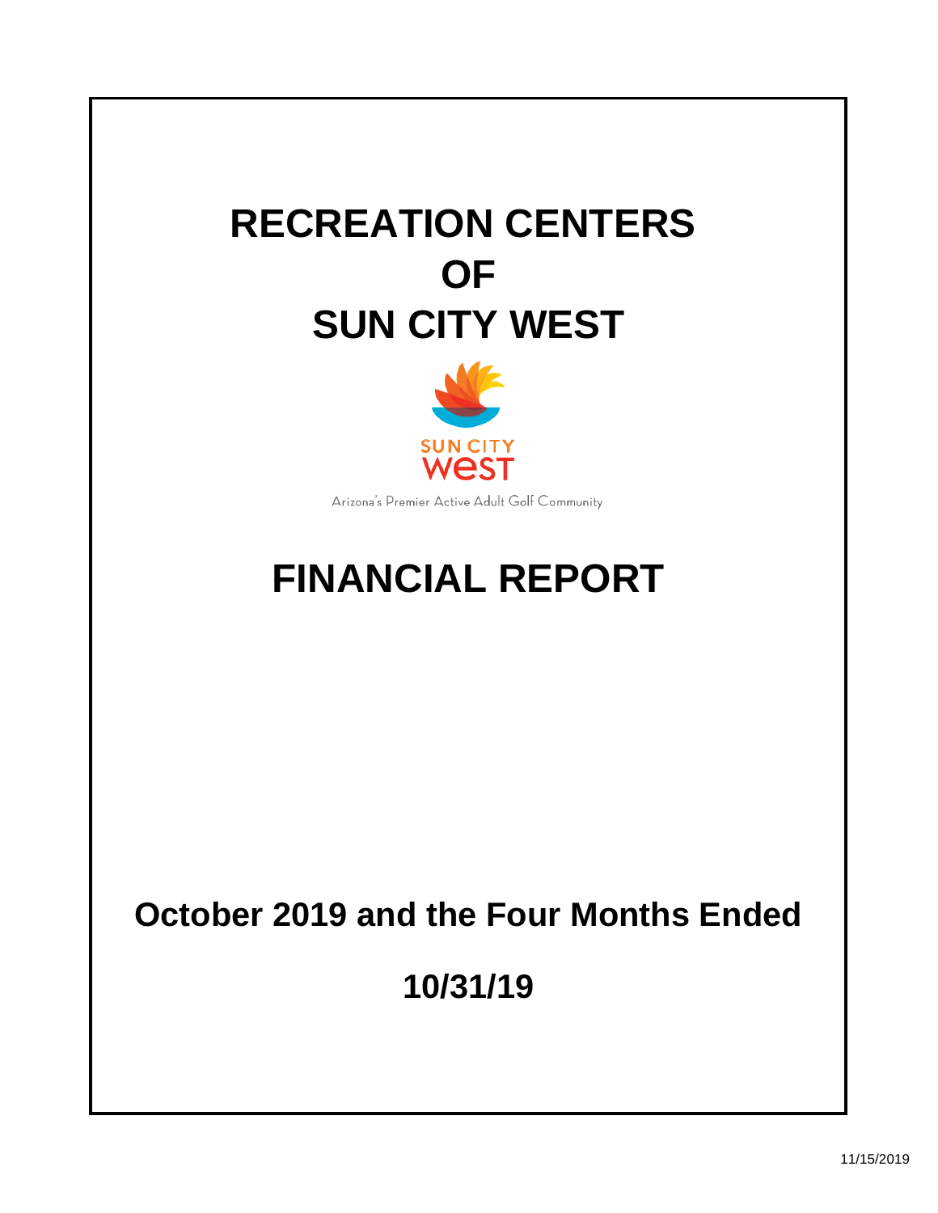# RECREATION CENTERS OF SUN CITY WEST

SUN CITY WEST

Arizona's Premier Active Adult Golf Community

# FINANCIAL REPORT

## October 2019 and the Four Months Ended

## 10/31/19

11/15/2019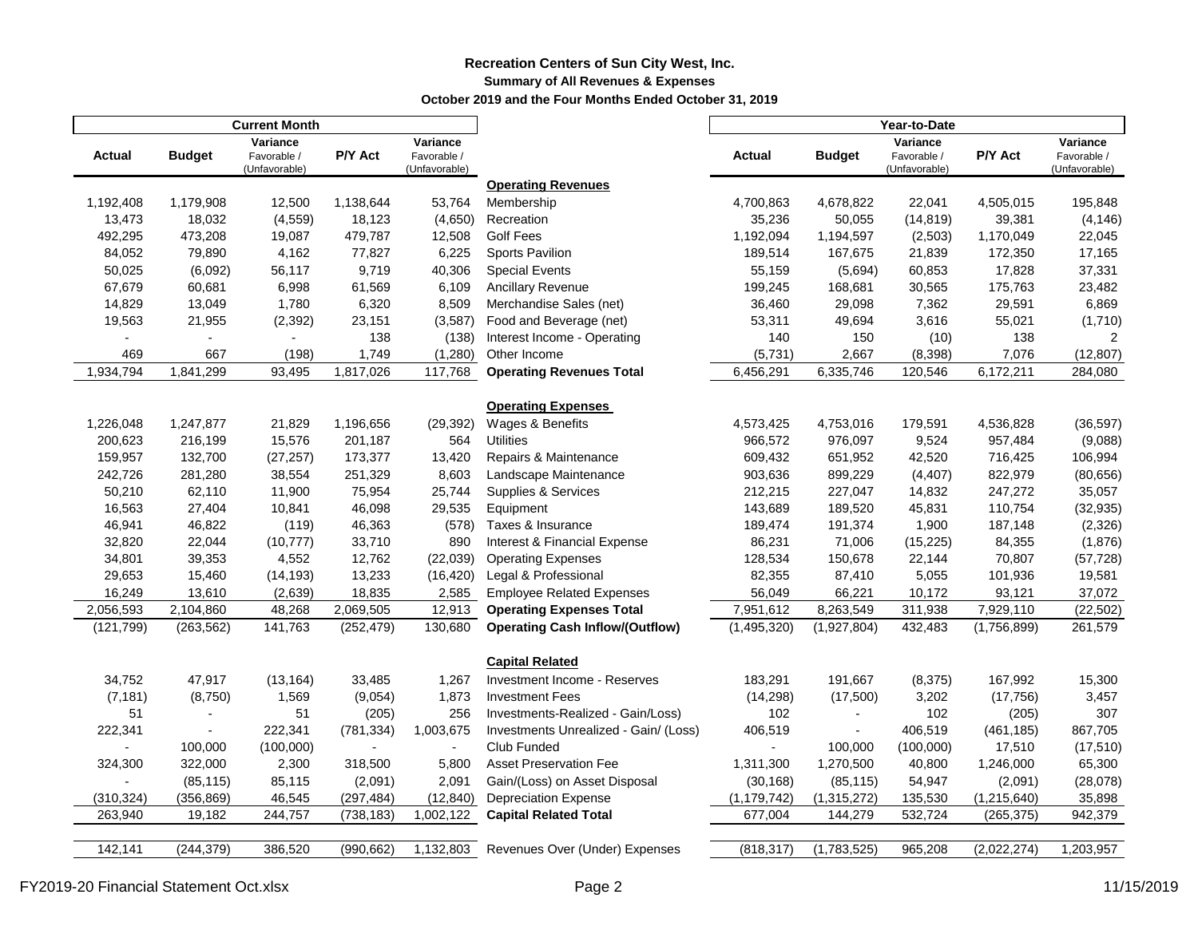# Recreation Centers of Sun City West, Inc.

## Summary of All Revenues & Expenses

### October 2019 and the Four Months Ended October 31, 2019

| Current Month | | | | | | Year-to-Date | | | | |
|---|---|---|---|---|---|---|---|---|---|---|
| Actual | Budget | Variance Favorable / (Unfavorable) | P/Y Act | Variance Favorable / (Unfavorable) | | Actual | Budget | Variance Favorable / (Unfavorable) | P/Y Act | Variance Favorable / (Unfavorable) |
| | | | | | **Operating Revenues** | | | | | |
| 1,192,408 | 1,179,908 | 12,500 | 1,138,644 | 53,764 | Membership | 4,700,863 | 4,678,822 | 22,041 | 4,505,015 | 195,848 |
| 13,473 | 18,032 | (4,559) | 18,123 | (4,650) | Recreation | 35,236 | 50,055 | (14,819) | 39,381 | (4,146) |
| 492,295 | 473,208 | 19,087 | 479,787 | 12,508 | Golf Fees | 1,192,094 | 1,194,597 | (2,503) | 1,170,049 | 22,045 |
| 84,052 | 79,890 | 4,162 | 77,827 | 6,225 | Sports Pavilion | 189,514 | 167,675 | 21,839 | 172,350 | 17,165 |
| 50,025 | (6,092) | 56,117 | 9,719 | 40,306 | Special Events | 55,159 | (5,694) | 60,853 | 17,828 | 37,331 |
| 67,679 | 60,681 | 6,998 | 61,569 | 6,109 | Ancillary Revenue | 199,245 | 168,681 | 30,565 | 175,763 | 23,482 |
| 14,829 | 13,049 | 1,780 | 6,320 | 8,509 | Merchandise Sales (net) | 36,460 | 29,098 | 7,362 | 29,591 | 6,869 |
| 19,563 | 21,955 | (2,392) | 23,151 | (3,587) | Food and Beverage (net) | 53,311 | 49,694 | 3,616 | 55,021 | (1,710) |
| - | - | - | 138 | (138) | Interest Income - Operating | 140 | 150 | (10) | 138 | 2 |
| 469 | 667 | (198) | 1,749 | (1,280) | Other Income | (5,731) | 2,667 | (8,398) | 7,076 | (12,807) |
| 1,934,794 | 1,841,299 | 93,495 | 1,817,026 | 117,768 | **Operating Revenues Total** | 6,456,291 | 6,335,746 | 120,546 | 6,172,211 | 284,080 |
| | | | | | **Operating Expenses** | | | | | |
| 1,226,048 | 1,247,877 | 21,829 | 1,196,656 | (29,392) | Wages & Benefits | 4,573,425 | 4,753,016 | 179,591 | 4,536,828 | (36,597) |
| 200,623 | 216,199 | 15,576 | 201,187 | 564 | Utilities | 966,572 | 976,097 | 9,524 | 957,484 | (9,088) |
| 159,957 | 132,700 | (27,257) | 173,377 | 13,420 | Repairs & Maintenance | 609,432 | 651,952 | 42,520 | 716,425 | 106,994 |
| 242,726 | 281,280 | 38,554 | 251,329 | 8,603 | Landscape Maintenance | 903,636 | 899,229 | (4,407) | 822,979 | (80,656) |
| 50,210 | 62,110 | 11,900 | 75,954 | 25,744 | Supplies & Services | 212,215 | 227,047 | 14,832 | 247,272 | 35,057 |
| 16,563 | 27,404 | 10,841 | 46,098 | 29,535 | Equipment | 143,689 | 189,520 | 45,831 | 110,754 | (32,935) |
| 46,941 | 46,822 | (119) | 46,363 | (578) | Taxes & Insurance | 189,474 | 191,374 | 1,900 | 187,148 | (2,326) |
| 32,820 | 22,044 | (10,777) | 33,710 | 890 | Interest & Financial Expense | 86,231 | 71,006 | (15,225) | 84,355 | (1,876) |
| 34,801 | 39,353 | 4,552 | 12,762 | (22,039) | Operating Expenses | 128,534 | 150,678 | 22,144 | 70,807 | (57,728) |
| 29,653 | 15,460 | (14,193) | 13,233 | (16,420) | Legal & Professional | 82,355 | 87,410 | 5,055 | 101,936 | 19,581 |
| 16,249 | 13,610 | (2,639) | 18,835 | 2,585 | Employee Related Expenses | 56,049 | 66,221 | 10,172 | 93,121 | 37,072 |
| 2,056,593 | 2,104,860 | 48,268 | 2,069,505 | 12,913 | **Operating Expenses Total** | 7,951,612 | 8,263,549 | 311,938 | 7,929,110 | (22,502) |
| (121,799) | (263,562) | 141,763 | (252,479) | 130,680 | **Operating Cash Inflow/(Outflow)** | (1,495,320) | (1,927,804) | 432,483 | (1,756,899) | 261,579 |
| | | | | | **Capital Related** | | | | | |
| 34,752 | 47,917 | (13,164) | 33,485 | 1,267 | Investment Income - Reserves | 183,291 | 191,667 | (8,375) | 167,992 | 15,300 |
| (7,181) | (8,750) | 1,569 | (9,054) | 1,873 | Investment Fees | (14,298) | (17,500) | 3,202 | (17,756) | 3,457 |
| 51 | - | 51 | (205) | 256 | Investments-Realized - Gain/Loss) | 102 | - | 102 | (205) | 307 |
| 222,341 | - | 222,341 | (781,334) | 1,003,675 | Investments Unrealized - Gain/ (Loss) | 406,519 | - | 406,519 | (461,185) | 867,705 |
| - | 100,000 | (100,000) | - | - | Club Funded | - | 100,000 | (100,000) | 17,510 | (17,510) |
| 324,300 | 322,000 | 2,300 | 318,500 | 5,800 | Asset Preservation Fee | 1,311,300 | 1,270,500 | 40,800 | 1,246,000 | 65,300 |
| - | (85,115) | 85,115 | (2,091) | 2,091 | Gain/(Loss) on Asset Disposal | (30,168) | (85,115) | 54,947 | (2,091) | (28,078) |
| (310,324) | (356,869) | 46,545 | (297,484) | (12,840) | Depreciation Expense | (1,179,742) | (1,315,272) | 135,530 | (1,215,640) | 35,898 |
| 263,940 | 19,182 | 244,757 | (738,183) | 1,002,122 | **Capital Related Total** | 677,004 | 144,279 | 532,724 | (265,375) | 942,379 |
| 142,141 | (244,379) | 386,520 | (990,662) | 1,132,803 | Revenues Over (Under) Expenses | (818,317) | (1,783,525) | 965,208 | (2,022,274) | 1,203,957 |

FY2019-20 Financial Statement Oct.xlsx 11/15/2019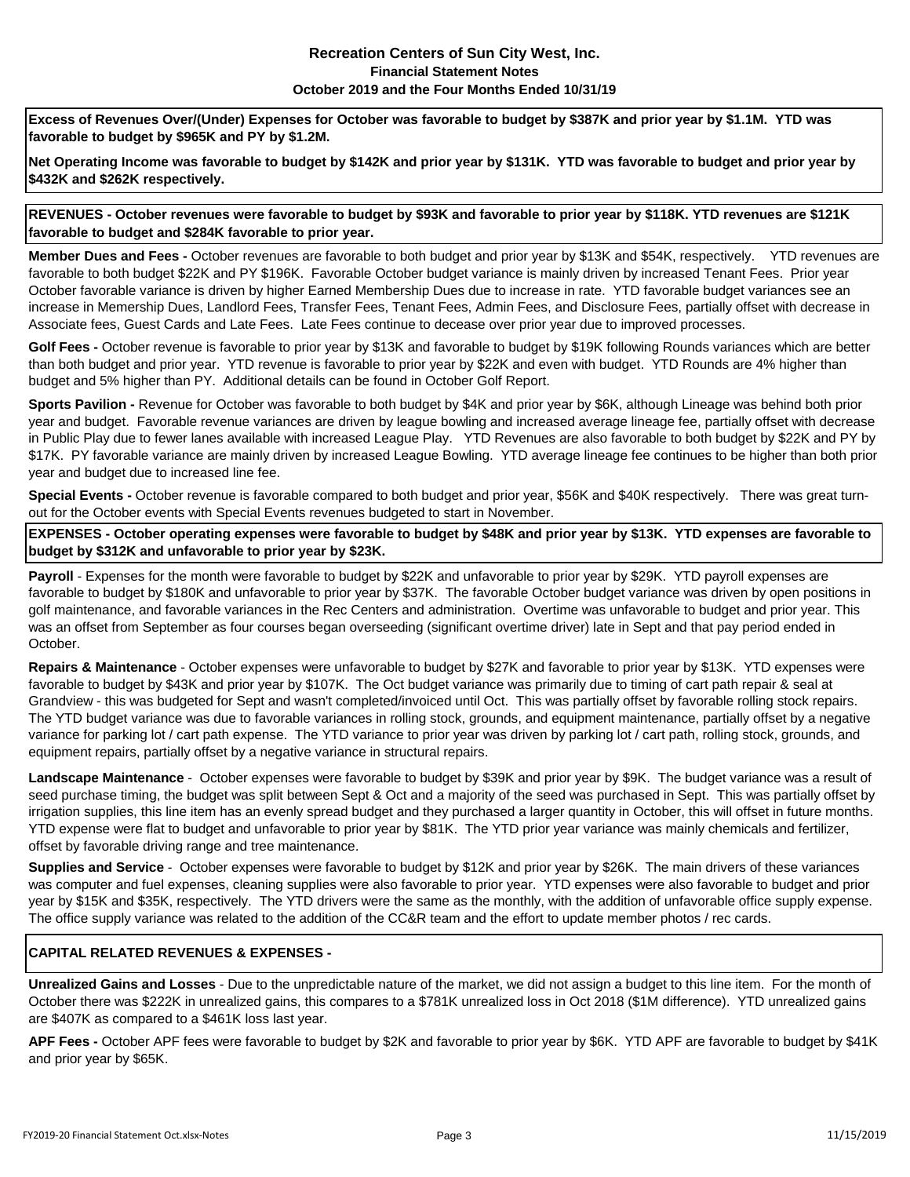**Recreation Centers of Sun City West, Inc.**
**Financial Statement Notes**
**October 2019 and the Four Months Ended 10/31/19**

**Excess of Revenues Over/(Under) Expenses for October was favorable to budget by $387K and prior year by $1.1M. YTD was favorable to budget by $965K and PY by $1.2M.**

**Net Operating Income was favorable to budget by $142K and prior year by $131K. YTD was favorable to budget and prior year by $432K and $262K respectively.**

**REVENUES - October revenues were favorable to budget by $93K and favorable to prior year by $118K. YTD revenues are $121K favorable to budget and $284K favorable to prior year.**

**Member Dues and Fees -** October revenues are favorable to both budget and prior year by $13K and $54K, respectively. YTD revenues are favorable to both budget $22K and PY $196K. Favorable October budget variance is mainly driven by increased Tenant Fees. Prior year October favorable variance is driven by higher Earned Membership Dues due to increase in rate. YTD favorable budget variances see an increase in Memership Dues, Landlord Fees, Transfer Fees, Tenant Fees, Admin Fees, and Disclosure Fees, partially offset with decrease in Associate fees, Guest Cards and Late Fees. Late Fees continue to decease over prior year due to improved processes.

**Golf Fees -** October revenue is favorable to prior year by $13K and favorable to budget by $19K following Rounds variances which are better than both budget and prior year. YTD revenue is favorable to prior year by $22K and even with budget. YTD Rounds are 4% higher than budget and 5% higher than PY. Additional details can be found in October Golf Report.

**Sports Pavilion -** Revenue for October was favorable to both budget by $4K and prior year by $6K, although Lineage was behind both prior year and budget. Favorable revenue variances are driven by league bowling and increased average lineage fee, partially offset with decrease in Public Play due to fewer lanes available with increased League Play. YTD Revenues are also favorable to both budget by $22K and PY by $17K. PY favorable variance are mainly driven by increased League Bowling. YTD average lineage fee continues to be higher than both prior year and budget due to increased line fee.

**Special Events -** October revenue is favorable compared to both budget and prior year, $56K and $40K respectively. There was great turn-out for the October events with Special Events revenues budgeted to start in November.

**EXPENSES - October operating expenses were favorable to budget by $48K and prior year by $13K. YTD expenses are favorable to budget by $312K and unfavorable to prior year by $23K.**

**Payroll** - Expenses for the month were favorable to budget by $22K and unfavorable to prior year by $29K. YTD payroll expenses are favorable to budget by $180K and unfavorable to prior year by $37K. The favorable October budget variance was driven by open positions in golf maintenance, and favorable variances in the Rec Centers and administration. Overtime was unfavorable to budget and prior year. This was an offset from September as four courses began overseeding (significant overtime driver) late in Sept and that pay period ended in October.

**Repairs & Maintenance** - October expenses were unfavorable to budget by $27K and favorable to prior year by $13K. YTD expenses were favorable to budget by $43K and prior year by $107K. The Oct budget variance was primarily due to timing of cart path repair & seal at Grandview - this was budgeted for Sept and wasn't completed/invoiced until Oct. This was partially offset by favorable rolling stock repairs. The YTD budget variance was due to favorable variances in rolling stock, grounds, and equipment maintenance, partially offset by a negative variance for parking lot / cart path expense. The YTD variance to prior year was driven by parking lot / cart path, rolling stock, grounds, and equipment repairs, partially offset by a negative variance in structural repairs.

**Landscape Maintenance** - October expenses were favorable to budget by $39K and prior year by $9K. The budget variance was a result of seed purchase timing, the budget was split between Sept & Oct and a majority of the seed was purchased in Sept. This was partially offset by irrigation supplies, this line item has an evenly spread budget and they purchased a larger quantity in October, this will offset in future months. YTD expense were flat to budget and unfavorable to prior year by $81K. The YTD prior year variance was mainly chemicals and fertilizer, offset by favorable driving range and tree maintenance.

**Supplies and Service** - October expenses were favorable to budget by $12K and prior year by $26K. The main drivers of these variances was computer and fuel expenses, cleaning supplies were also favorable to prior year. YTD expenses were also favorable to budget and prior year by $15K and $35K, respectively. The YTD drivers were the same as the monthly, with the addition of unfavorable office supply expense. The office supply variance was related to the addition of the CC&R team and the effort to update member photos / rec cards.

**CAPITAL RELATED REVENUES & EXPENSES -**

**Unrealized Gains and Losses** - Due to the unpredictable nature of the market, we did not assign a budget to this line item. For the month of October there was $222K in unrealized gains, this compares to a $781K unrealized loss in Oct 2018 ($1M difference). YTD unrealized gains are $407K as compared to a $461K loss last year.

**APF Fees -** October APF fees were favorable to budget by $2K and favorable to prior year by $6K. YTD APF are favorable to budget by $41K and prior year by $65K.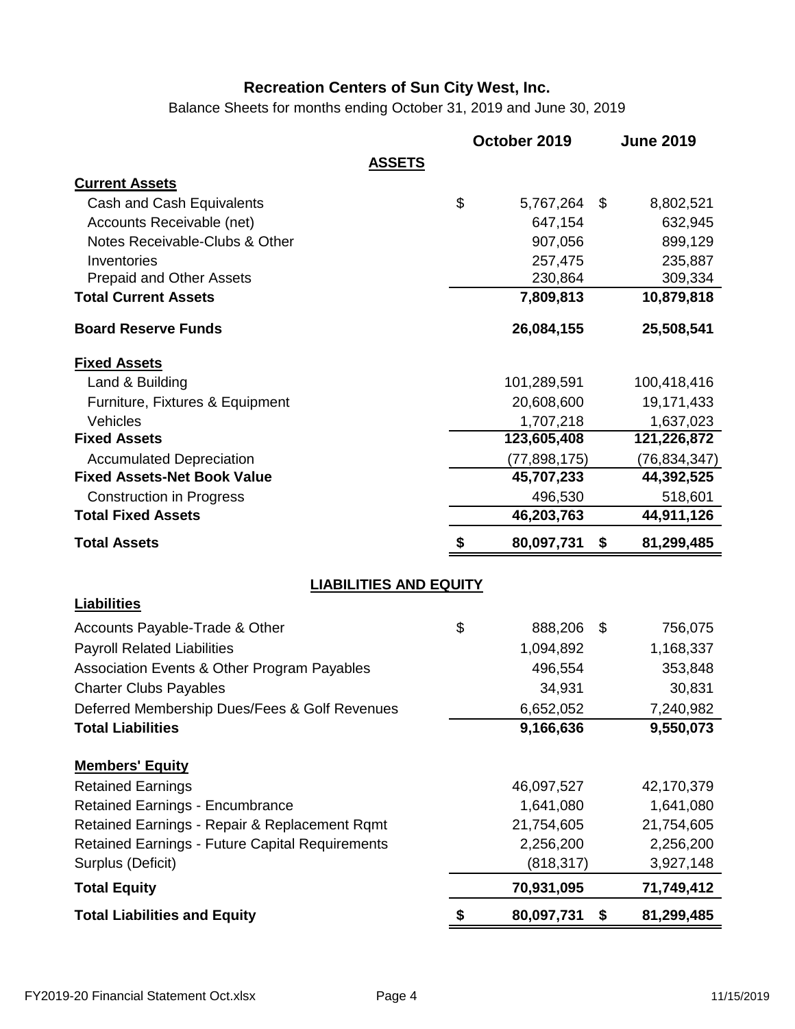# Recreation Centers of Sun City West, Inc.

Balance Sheets for months ending October 31, 2019 and June 30, 2019

| | October 2019 | June 2019 |
|---|---|---|
| **ASSETS** | | |
| **Current Assets** | | |
| Cash and Cash Equivalents | $ 5,767,264 | $ 8,802,521 |
| Accounts Receivable (net) | 647,154 | 632,945 |
| Notes Receivable-Clubs & Other | 907,056 | 899,129 |
| Inventories | 257,475 | 235,887 |
| Prepaid and Other Assets | 230,864 | 309,334 |
| **Total Current Assets** | **7,809,813** | **10,879,818** |
| **Board Reserve Funds** | **26,084,155** | **25,508,541** |
| **Fixed Assets** | | |
| Land & Building | 101,289,591 | 100,418,416 |
| Furniture, Fixtures & Equipment | 20,608,600 | 19,171,433 |
| Vehicles | 1,707,218 | 1,637,023 |
| **Fixed Assets** | **123,605,408** | **121,226,872** |
| Accumulated Depreciation | (77,898,175) | (76,834,347) |
| **Fixed Assets-Net Book Value** | **45,707,233** | **44,392,525** |
| Construction in Progress | 496,530 | 518,601 |
| **Total Fixed Assets** | **46,203,763** | **44,911,126** |
| **Total Assets** | **$ 80,097,731** | **$ 81,299,485** |
| **LIABILITIES AND EQUITY** | | |
| **Liabilities** | | |
| Accounts Payable-Trade & Other | $ 888,206 | $ 756,075 |
| Payroll Related Liabilities | 1,094,892 | 1,168,337 |
| Association Events & Other Program Payables | 496,554 | 353,848 |
| Charter Clubs Payables | 34,931 | 30,831 |
| Deferred Membership Dues/Fees & Golf Revenues | 6,652,052 | 7,240,982 |
| **Total Liabilities** | **9,166,636** | **9,550,073** |
| **Members' Equity** | | |
| Retained Earnings | 46,097,527 | 42,170,379 |
| Retained Earnings - Encumbrance | 1,641,080 | 1,641,080 |
| Retained Earnings - Repair & Replacement Rqmt | 21,754,605 | 21,754,605 |
| Retained Earnings - Future Capital Requirements | 2,256,200 | 2,256,200 |
| Surplus (Deficit) | (818,317) | 3,927,148 |
| **Total Equity** | **70,931,095** | **71,749,412** |
| **Total Liabilities and Equity** | **$ 80,097,731** | **$ 81,299,485** |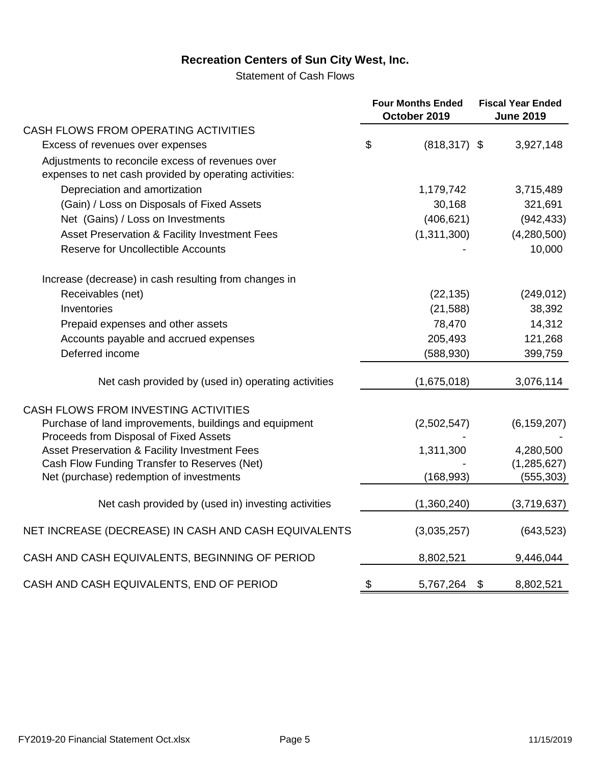# Recreation Centers of Sun City West, Inc.

Statement of Cash Flows

| | Four Months Ended October 2019 | Fiscal Year Ended June 2019 |
|---|---|---|
| **CASH FLOWS FROM OPERATING ACTIVITIES** | | |
| Excess of revenues over expenses | $ (818,317) | $ 3,927,148 |
| Adjustments to reconcile excess of revenues over expenses to net cash provided by operating activities: | | |
| Depreciation and amortization | 1,179,742 | 3,715,489 |
| (Gain) / Loss on Disposals of Fixed Assets | 30,168 | 321,691 |
| Net (Gains) / Loss on Investments | (406,621) | (942,433) |
| Asset Preservation & Facility Investment Fees | (1,311,300) | (4,280,500) |
| Reserve for Uncollectible Accounts | - | 10,000 |
| Increase (decrease) in cash resulting from changes in | | |
| Receivables (net) | (22,135) | (249,012) |
| Inventories | (21,588) | 38,392 |
| Prepaid expenses and other assets | 78,470 | 14,312 |
| Accounts payable and accrued expenses | 205,493 | 121,268 |
| Deferred income | (588,930) | 399,759 |
| Net cash provided by (used in) operating activities | (1,675,018) | 3,076,114 |
| **CASH FLOWS FROM INVESTING ACTIVITIES** | | |
| Purchase of land improvements, buildings and equipment | (2,502,547) | (6,159,207) |
| Proceeds from Disposal of Fixed Assets | - | - |
| Asset Preservation & Facility Investment Fees | 1,311,300 | 4,280,500 |
| Cash Flow Funding Transfer to Reserves (Net) | - | (1,285,627) |
| Net (purchase) redemption of investments | (168,993) | (555,303) |
| Net cash provided by (used in) investing activities | (1,360,240) | (3,719,637) |
| NET INCREASE (DECREASE) IN CASH AND CASH EQUIVALENTS | (3,035,257) | (643,523) |
| CASH AND CASH EQUIVALENTS, BEGINNING OF PERIOD | 8,802,521 | 9,446,044 |
| CASH AND CASH EQUIVALENTS, END OF PERIOD | $ 5,767,264 | $ 8,802,521 |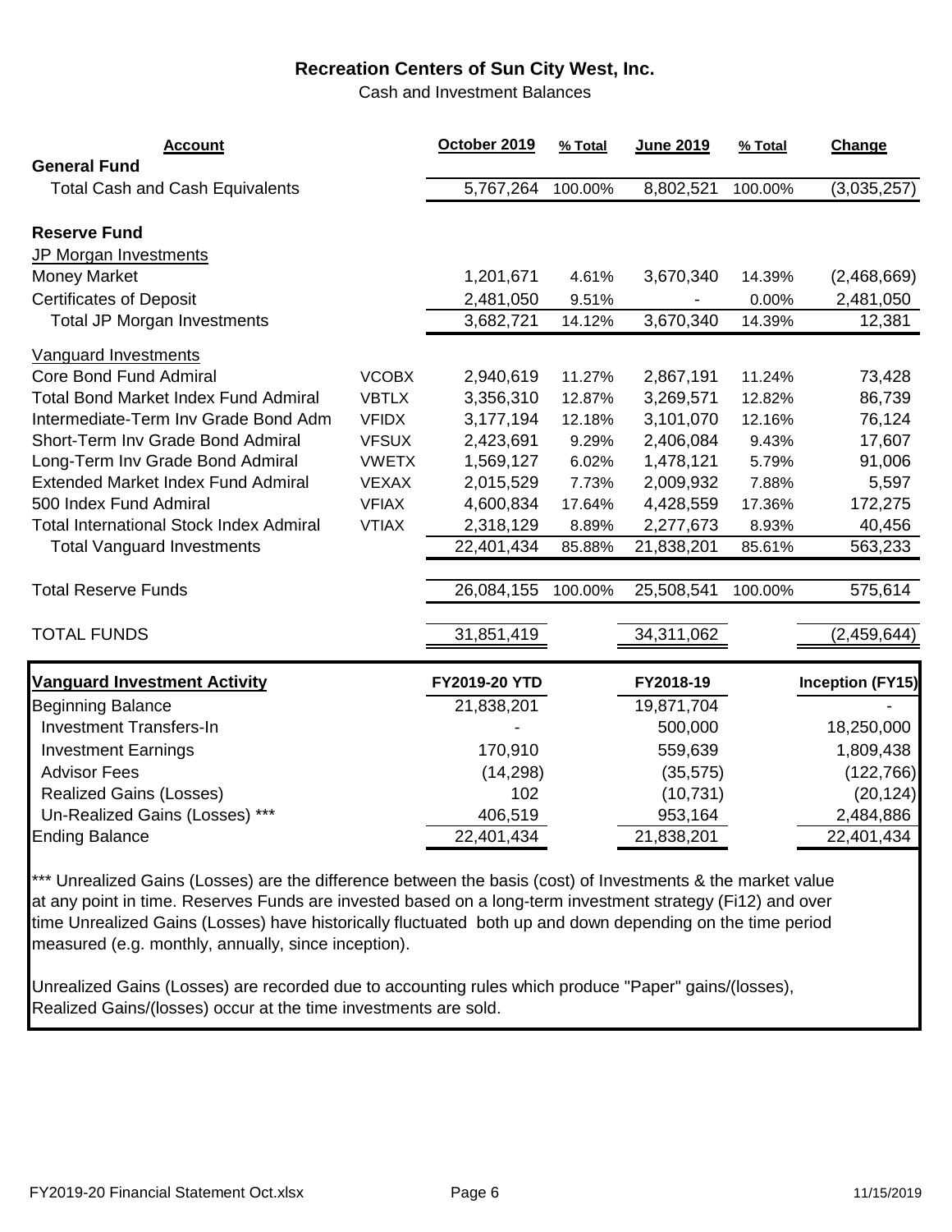## Recreation Centers of Sun City West, Inc.

Cash and Investment Balances

| Account | | October 2019 | % Total | June 2019 | % Total | Change |
|---|---|---|---|---|---|---|
| **General Fund** | | | | | | |
| Total Cash and Cash Equivalents | | 5,767,264 | 100.00% | 8,802,521 | 100.00% | (3,035,257) |
| **Reserve Fund** | | | | | | |
| JP Morgan Investments | | | | | | |
| Money Market | | 1,201,671 | 4.61% | 3,670,340 | 14.39% | (2,468,669) |
| Certificates of Deposit | | 2,481,050 | 9.51% | - | 0.00% | 2,481,050 |
| Total JP Morgan Investments | | 3,682,721 | 14.12% | 3,670,340 | 14.39% | 12,381 |
| Vanguard Investments | | | | | | |
| Core Bond Fund Admiral | VCOBX | 2,940,619 | 11.27% | 2,867,191 | 11.24% | 73,428 |
| Total Bond Market Index Fund Admiral | VBTLX | 3,356,310 | 12.87% | 3,269,571 | 12.82% | 86,739 |
| Intermediate-Term Inv Grade Bond Adm | VFIDX | 3,177,194 | 12.18% | 3,101,070 | 12.16% | 76,124 |
| Short-Term Inv Grade Bond Admiral | VFSUX | 2,423,691 | 9.29% | 2,406,084 | 9.43% | 17,607 |
| Long-Term Inv Grade Bond Admiral | VWETX | 1,569,127 | 6.02% | 1,478,121 | 5.79% | 91,006 |
| Extended Market Index Fund Admiral | VEXAX | 2,015,529 | 7.73% | 2,009,932 | 7.88% | 5,597 |
| 500 Index Fund Admiral | VFIAX | 4,600,834 | 17.64% | 4,428,559 | 17.36% | 172,275 |
| Total International Stock Index Admiral | VTIAX | 2,318,129 | 8.89% | 2,277,673 | 8.93% | 40,456 |
| Total Vanguard Investments | | 22,401,434 | 85.88% | 21,838,201 | 85.61% | 563,233 |
| Total Reserve Funds | | 26,084,155 | 100.00% | 25,508,541 | 100.00% | 575,614 |
| TOTAL FUNDS | | 31,851,419 | | 34,311,062 | | (2,459,644) |

| Vanguard Investment Activity | FY2019-20 YTD | FY2018-19 | Inception (FY15) |
|---|---|---|---|
| Beginning Balance | 21,838,201 | 19,871,704 | - |
| Investment Transfers-In | - | 500,000 | 18,250,000 |
| Investment Earnings | 170,910 | 559,639 | 1,809,438 |
| Advisor Fees | (14,298) | (35,575) | (122,766) |
| Realized Gains (Losses) | 102 | (10,731) | (20,124) |
| Un-Realized Gains (Losses) *** | 406,519 | 953,164 | 2,484,886 |
| Ending Balance | 22,401,434 | 21,838,201 | 22,401,434 |

*** Unrealized Gains (Losses) are the difference between the basis (cost) of Investments & the market value at any point in time. Reserves Funds are invested based on a long-term investment strategy (Fi12) and over time Unrealized Gains (Losses) have historically fluctuated both up and down depending on the time period measured (e.g. monthly, annually, since inception).

Unrealized Gains (Losses) are recorded due to accounting rules which produce "Paper" gains/(losses), Realized Gains/(losses) occur at the time investments are sold.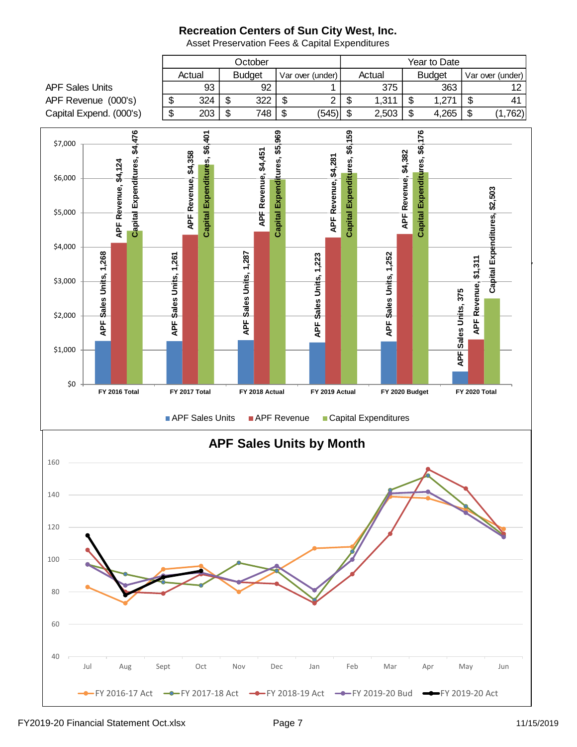# Recreation Centers of Sun City West, Inc.

Asset Preservation Fees & Capital Expenditures

| | October | | | | | | Year to Date | | | | | |
|---|---|---|---|---|---|---|---|---|---|---|---|---|
| | Actual | | Budget | | Var over (under) | | Actual | | Budget | | Var over (under) | |
| APF Sales Units | | 93 | | 92 | | 1 | | 375 | | 363 | | 12 |
| APF Revenue (000's) | $ | 324 | $ | 322 | $ | 2 | $ | 1,311 | $ | 1,271 | $ | 41 |
| Capital Expend. (000's) | $ | 203 | $ | 748 | $ | (545) | $ | 2,503 | $ | 4,265 | $ | (1,762) |

| | APF Sales Units | APF Revenue | Capital Expenditures |
|---|---|---|---|
| FY 2016 Total | 1,268 | $4,124 | $4,476 |
| FY 2017 Total | 1,261 | $4,358 | $6,401 |
| FY 2018 Actual | 1,287 | $4,451 | $5,969 |
| FY 2019 Actual | 1,223 | $4,281 | $6,159 |
| FY 2020 Budget | 1,252 | $4,382 | $6,176 |
| FY 2020 Total | 375 | $1,311 | $2,503 |

## APF Sales Units by Month

Legend: FY 2016-17 Act, FY 2017-18 Act, FY 2018-19 Act, FY 2019-20 Bud, FY 2019-20 Act

Months: Jul, Aug, Sept, Oct, Nov, Dec, Jan, Feb, Mar, Apr, May, Jun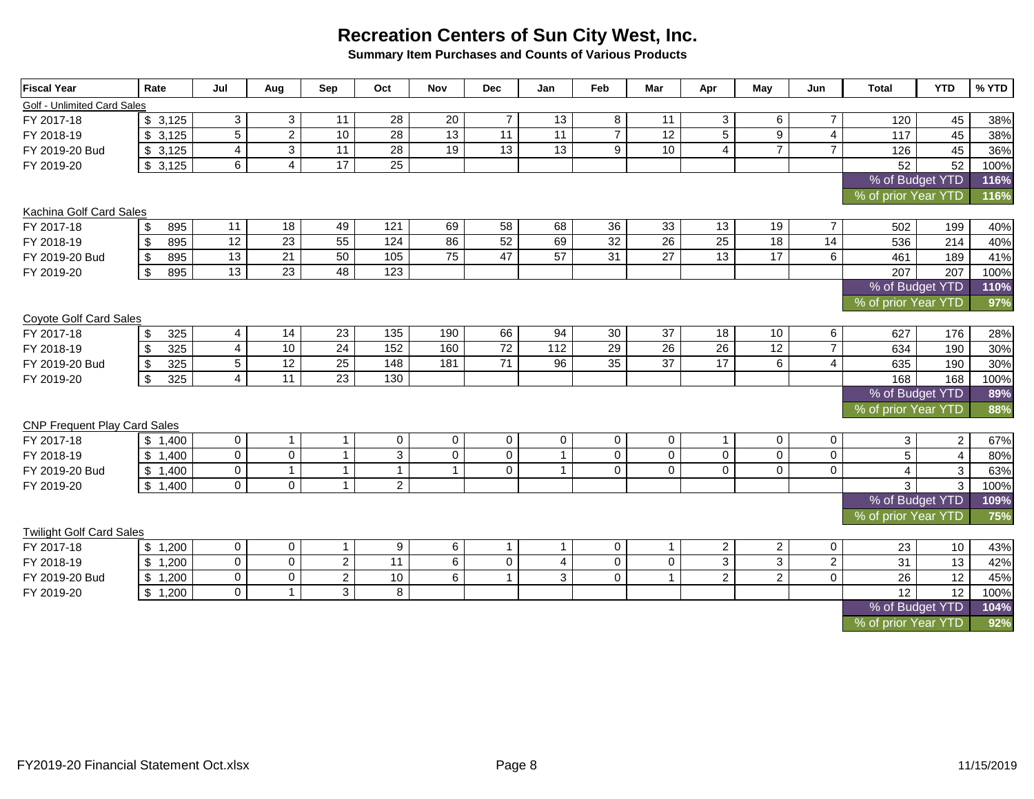# Recreation Centers of Sun City West, Inc.

**Summary Item Purchases and Counts of Various Products**

| Fiscal Year | Rate | Jul | Aug | Sep | Oct | Nov | Dec | Jan | Feb | Mar | Apr | May | Jun | Total | YTD | % YTD |
|---|---|---|---|---|---|---|---|---|---|---|---|---|---|---|---|---|
| Golf - Unlimited Card Sales | | | | | | | | | | | | | | | | |
| FY 2017-18 | $ 3,125 | 3 | 3 | 11 | 28 | 20 | 7 | 13 | 8 | 11 | 3 | 6 | 7 | 120 | 45 | 38% |
| FY 2018-19 | $ 3,125 | 5 | 2 | 10 | 28 | 13 | 11 | 11 | 7 | 12 | 5 | 9 | 4 | 117 | 45 | 38% |
| FY 2019-20 Bud | $ 3,125 | 4 | 3 | 11 | 28 | 19 | 13 | 13 | 9 | 10 | 4 | 7 | 7 | 126 | 45 | 36% |
| FY 2019-20 | $ 3,125 | 6 | 4 | 17 | 25 | | | | | | | | | 52 | 52 | 100% |
| | | | | | | | | | | | | | | % of Budget YTD | | **116%** |
| | | | | | | | | | | | | | | % of prior Year YTD | | **116%** |
| Kachina Golf Card Sales | | | | | | | | | | | | | | | | |
| FY 2017-18 | $ 895 | 11 | 18 | 49 | 121 | 69 | 58 | 68 | 36 | 33 | 13 | 19 | 7 | 502 | 199 | 40% |
| FY 2018-19 | $ 895 | 12 | 23 | 55 | 124 | 86 | 52 | 69 | 32 | 26 | 25 | 18 | 14 | 536 | 214 | 40% |
| FY 2019-20 Bud | $ 895 | 13 | 21 | 50 | 105 | 75 | 47 | 57 | 31 | 27 | 13 | 17 | 6 | 461 | 189 | 41% |
| FY 2019-20 | $ 895 | 13 | 23 | 48 | 123 | | | | | | | | | 207 | 207 | 100% |
| | | | | | | | | | | | | | | % of Budget YTD | | **110%** |
| | | | | | | | | | | | | | | % of prior Year YTD | | **97%** |
| Coyote Golf Card Sales | | | | | | | | | | | | | | | | |
| FY 2017-18 | $ 325 | 4 | 14 | 23 | 135 | 190 | 66 | 94 | 30 | 37 | 18 | 10 | 6 | 627 | 176 | 28% |
| FY 2018-19 | $ 325 | 4 | 10 | 24 | 152 | 160 | 72 | 112 | 29 | 26 | 26 | 12 | 7 | 634 | 190 | 30% |
| FY 2019-20 Bud | $ 325 | 5 | 12 | 25 | 148 | 181 | 71 | 96 | 35 | 37 | 17 | 6 | 4 | 635 | 190 | 30% |
| FY 2019-20 | $ 325 | 4 | 11 | 23 | 130 | | | | | | | | | 168 | 168 | 100% |
| | | | | | | | | | | | | | | % of Budget YTD | | **89%** |
| | | | | | | | | | | | | | | % of prior Year YTD | | **88%** |
| CNP Frequent Play Card Sales | | | | | | | | | | | | | | | | |
| FY 2017-18 | $ 1,400 | 0 | 1 | 1 | 0 | 0 | 0 | 0 | 0 | 0 | 1 | 0 | 0 | 3 | 2 | 67% |
| FY 2018-19 | $ 1,400 | 0 | 0 | 1 | 3 | 0 | 0 | 1 | 0 | 0 | 0 | 0 | 0 | 5 | 4 | 80% |
| FY 2019-20 Bud | $ 1,400 | 0 | 1 | 1 | 1 | 1 | 0 | 1 | 0 | 0 | 0 | 0 | 0 | 4 | 3 | 63% |
| FY 2019-20 | $ 1,400 | 0 | 0 | 1 | 2 | | | | | | | | | 3 | 3 | 100% |
| | | | | | | | | | | | | | | % of Budget YTD | | **109%** |
| | | | | | | | | | | | | | | % of prior Year YTD | | **75%** |
| Twilight Golf Card Sales | | | | | | | | | | | | | | | | |
| FY 2017-18 | $ 1,200 | 0 | 0 | 1 | 9 | 6 | 1 | 1 | 0 | 1 | 2 | 2 | 0 | 23 | 10 | 43% |
| FY 2018-19 | $ 1,200 | 0 | 0 | 2 | 11 | 6 | 0 | 4 | 0 | 0 | 3 | 3 | 2 | 31 | 13 | 42% |
| FY 2019-20 Bud | $ 1,200 | 0 | 0 | 2 | 10 | 6 | 1 | 3 | 0 | 1 | 2 | 2 | 0 | 26 | 12 | 45% |
| FY 2019-20 | $ 1,200 | 0 | 1 | 3 | 8 | | | | | | | | | 12 | 12 | 100% |
| | | | | | | | | | | | | | | % of Budget YTD | | **104%** |
| | | | | | | | | | | | | | | % of prior Year YTD | | **92%** |

FY2019-20 Financial Statement Oct.xlsx — 11/15/2019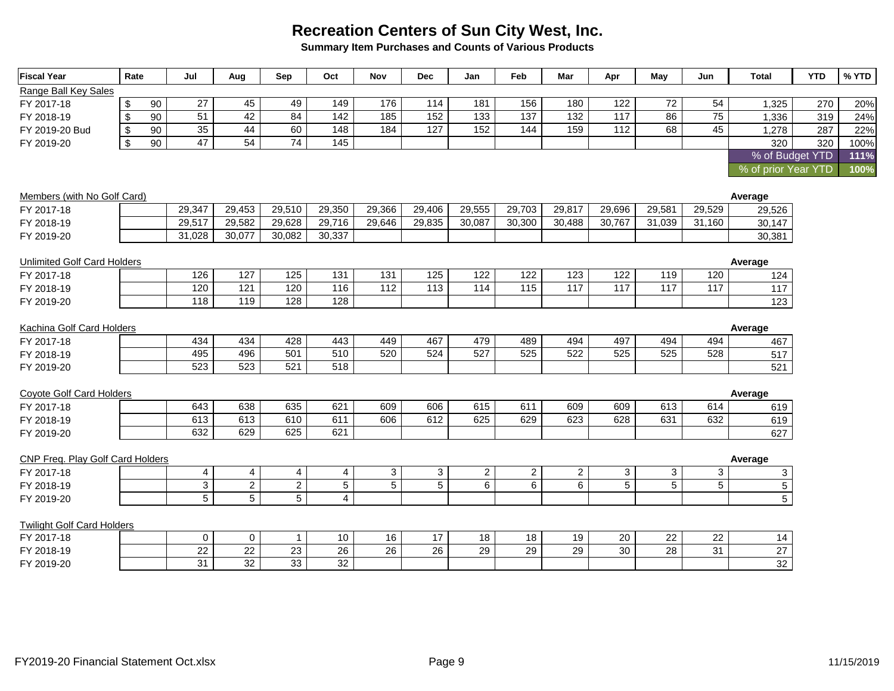# Recreation Centers of Sun City West, Inc.

**Summary Item Purchases and Counts of Various Products**

| Fiscal Year | Rate | Jul | Aug | Sep | Oct | Nov | Dec | Jan | Feb | Mar | Apr | May | Jun | Total | YTD | % YTD |
|---|---|---|---|---|---|---|---|---|---|---|---|---|---|---|---|---|
| Range Ball Key Sales | | | | | | | | | | | | | | | | |
| FY 2017-18 | $ 90 | 27 | 45 | 49 | 149 | 176 | 114 | 181 | 156 | 180 | 122 | 72 | 54 | 1,325 | 270 | 20% |
| FY 2018-19 | $ 90 | 51 | 42 | 84 | 142 | 185 | 152 | 133 | 137 | 132 | 117 | 86 | 75 | 1,336 | 319 | 24% |
| FY 2019-20 Bud | $ 90 | 35 | 44 | 60 | 148 | 184 | 127 | 152 | 144 | 159 | 112 | 68 | 45 | 1,278 | 287 | 22% |
| FY 2019-20 | $ 90 | 47 | 54 | 74 | 145 | | | | | | | | | 320 | 320 | 100% |
| | | | | | | | | | | | | | | % of Budget YTD | | 111% |
| | | | | | | | | | | | | | | % of prior Year YTD | | 100% |

| Members (with No Golf Card) | | Jul | Aug | Sep | Oct | Nov | Dec | Jan | Feb | Mar | Apr | May | Jun | Average |
|---|---|---|---|---|---|---|---|---|---|---|---|---|---|---|
| FY 2017-18 | | 29,347 | 29,453 | 29,510 | 29,350 | 29,366 | 29,406 | 29,555 | 29,703 | 29,817 | 29,696 | 29,581 | 29,529 | 29,526 |
| FY 2018-19 | | 29,517 | 29,582 | 29,628 | 29,716 | 29,646 | 29,835 | 30,087 | 30,300 | 30,488 | 30,767 | 31,039 | 31,160 | 30,147 |
| FY 2019-20 | | 31,028 | 30,077 | 30,082 | 30,337 | | | | | | | | | 30,381 |

| Unlimited Golf Card Holders | | Jul | Aug | Sep | Oct | Nov | Dec | Jan | Feb | Mar | Apr | May | Jun | Average |
|---|---|---|---|---|---|---|---|---|---|---|---|---|---|---|
| FY 2017-18 | | 126 | 127 | 125 | 131 | 131 | 125 | 122 | 122 | 123 | 122 | 119 | 120 | 124 |
| FY 2018-19 | | 120 | 121 | 120 | 116 | 112 | 113 | 114 | 115 | 117 | 117 | 117 | 117 | 117 |
| FY 2019-20 | | 118 | 119 | 128 | 128 | | | | | | | | | 123 |

| Kachina Golf Card Holders | | Jul | Aug | Sep | Oct | Nov | Dec | Jan | Feb | Mar | Apr | May | Jun | Average |
|---|---|---|---|---|---|---|---|---|---|---|---|---|---|---|
| FY 2017-18 | | 434 | 434 | 428 | 443 | 449 | 467 | 479 | 489 | 494 | 497 | 494 | 494 | 467 |
| FY 2018-19 | | 495 | 496 | 501 | 510 | 520 | 524 | 527 | 525 | 522 | 525 | 525 | 528 | 517 |
| FY 2019-20 | | 523 | 523 | 521 | 518 | | | | | | | | | 521 |

| Coyote Golf Card Holders | | Jul | Aug | Sep | Oct | Nov | Dec | Jan | Feb | Mar | Apr | May | Jun | Average |
|---|---|---|---|---|---|---|---|---|---|---|---|---|---|---|
| FY 2017-18 | | 643 | 638 | 635 | 621 | 609 | 606 | 615 | 611 | 609 | 609 | 613 | 614 | 619 |
| FY 2018-19 | | 613 | 613 | 610 | 611 | 606 | 612 | 625 | 629 | 623 | 628 | 631 | 632 | 619 |
| FY 2019-20 | | 632 | 629 | 625 | 621 | | | | | | | | | 627 |

| CNP Freq. Play Golf Card Holders | | Jul | Aug | Sep | Oct | Nov | Dec | Jan | Feb | Mar | Apr | May | Jun | Average |
|---|---|---|---|---|---|---|---|---|---|---|---|---|---|---|
| FY 2017-18 | | 4 | 4 | 4 | 4 | 3 | 3 | 2 | 2 | 2 | 3 | 3 | 3 | 3 |
| FY 2018-19 | | 3 | 2 | 2 | 5 | 5 | 5 | 6 | 6 | 6 | 5 | 5 | 5 | 5 |
| FY 2019-20 | | 5 | 5 | 5 | 4 | | | | | | | | | 5 |

| Twilight Golf Card Holders | | Jul | Aug | Sep | Oct | Nov | Dec | Jan | Feb | Mar | Apr | May | Jun | Average |
|---|---|---|---|---|---|---|---|---|---|---|---|---|---|---|
| FY 2017-18 | | 0 | 0 | 1 | 10 | 16 | 17 | 18 | 18 | 19 | 20 | 22 | 22 | 14 |
| FY 2018-19 | | 22 | 22 | 23 | 26 | 26 | 26 | 29 | 29 | 29 | 30 | 28 | 31 | 27 |
| FY 2019-20 | | 31 | 32 | 33 | 32 | | | | | | | | | 32 |

FY2019-20 Financial Statement Oct.xlsx 11/15/2019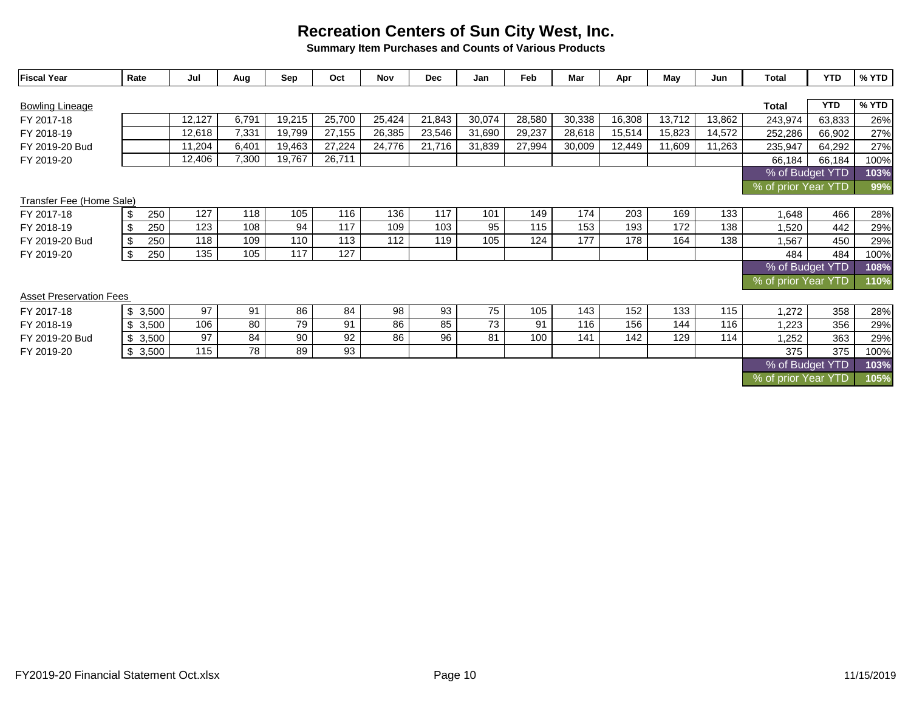# Recreation Centers of Sun City West, Inc.

**Summary Item Purchases and Counts of Various Products**

| Fiscal Year | Rate | Jul | Aug | Sep | Oct | Nov | Dec | Jan | Feb | Mar | Apr | May | Jun | Total | YTD | % YTD |
|---|---|---|---|---|---|---|---|---|---|---|---|---|---|---|---|---|
| Bowling Lineage | | | | | | | | | | | | | | **Total** | **YTD** | **% YTD** |
| FY 2017-18 | | 12,127 | 6,791 | 19,215 | 25,700 | 25,424 | 21,843 | 30,074 | 28,580 | 30,338 | 16,308 | 13,712 | 13,862 | 243,974 | 63,833 | 26% |
| FY 2018-19 | | 12,618 | 7,331 | 19,799 | 27,155 | 26,385 | 23,546 | 31,690 | 29,237 | 28,618 | 15,514 | 15,823 | 14,572 | 252,286 | 66,902 | 27% |
| FY 2019-20 Bud | | 11,204 | 6,401 | 19,463 | 27,224 | 24,776 | 21,716 | 31,839 | 27,994 | 30,009 | 12,449 | 11,609 | 11,263 | 235,947 | 64,292 | 27% |
| FY 2019-20 | | 12,406 | 7,300 | 19,767 | 26,711 | | | | | | | | | 66,184 | 66,184 | 100% |
| | | | | | | | | | | | | | | % of Budget YTD | | **103%** |
| | | | | | | | | | | | | | | % of prior Year YTD | | **99%** |
| Transfer Fee (Home Sale) | | | | | | | | | | | | | | | | |
| FY 2017-18 | $ 250 | 127 | 118 | 105 | 116 | 136 | 117 | 101 | 149 | 174 | 203 | 169 | 133 | 1,648 | 466 | 28% |
| FY 2018-19 | $ 250 | 123 | 108 | 94 | 117 | 109 | 103 | 95 | 115 | 153 | 193 | 172 | 138 | 1,520 | 442 | 29% |
| FY 2019-20 Bud | $ 250 | 118 | 109 | 110 | 113 | 112 | 119 | 105 | 124 | 177 | 178 | 164 | 138 | 1,567 | 450 | 29% |
| FY 2019-20 | $ 250 | 135 | 105 | 117 | 127 | | | | | | | | | 484 | 484 | 100% |
| | | | | | | | | | | | | | | % of Budget YTD | | **108%** |
| | | | | | | | | | | | | | | % of prior Year YTD | | **110%** |
| Asset Preservation Fees | | | | | | | | | | | | | | | | |
| FY 2017-18 | $ 3,500 | 97 | 91 | 86 | 84 | 98 | 93 | 75 | 105 | 143 | 152 | 133 | 115 | 1,272 | 358 | 28% |
| FY 2018-19 | $ 3,500 | 106 | 80 | 79 | 91 | 86 | 85 | 73 | 91 | 116 | 156 | 144 | 116 | 1,223 | 356 | 29% |
| FY 2019-20 Bud | $ 3,500 | 97 | 84 | 90 | 92 | 86 | 96 | 81 | 100 | 141 | 142 | 129 | 114 | 1,252 | 363 | 29% |
| FY 2019-20 | $ 3,500 | 115 | 78 | 89 | 93 | | | | | | | | | 375 | 375 | 100% |
| | | | | | | | | | | | | | | % of Budget YTD | | **103%** |
| | | | | | | | | | | | | | | % of prior Year YTD | | **105%** |

FY2019-20 Financial Statement Oct.xlsx

11/15/2019